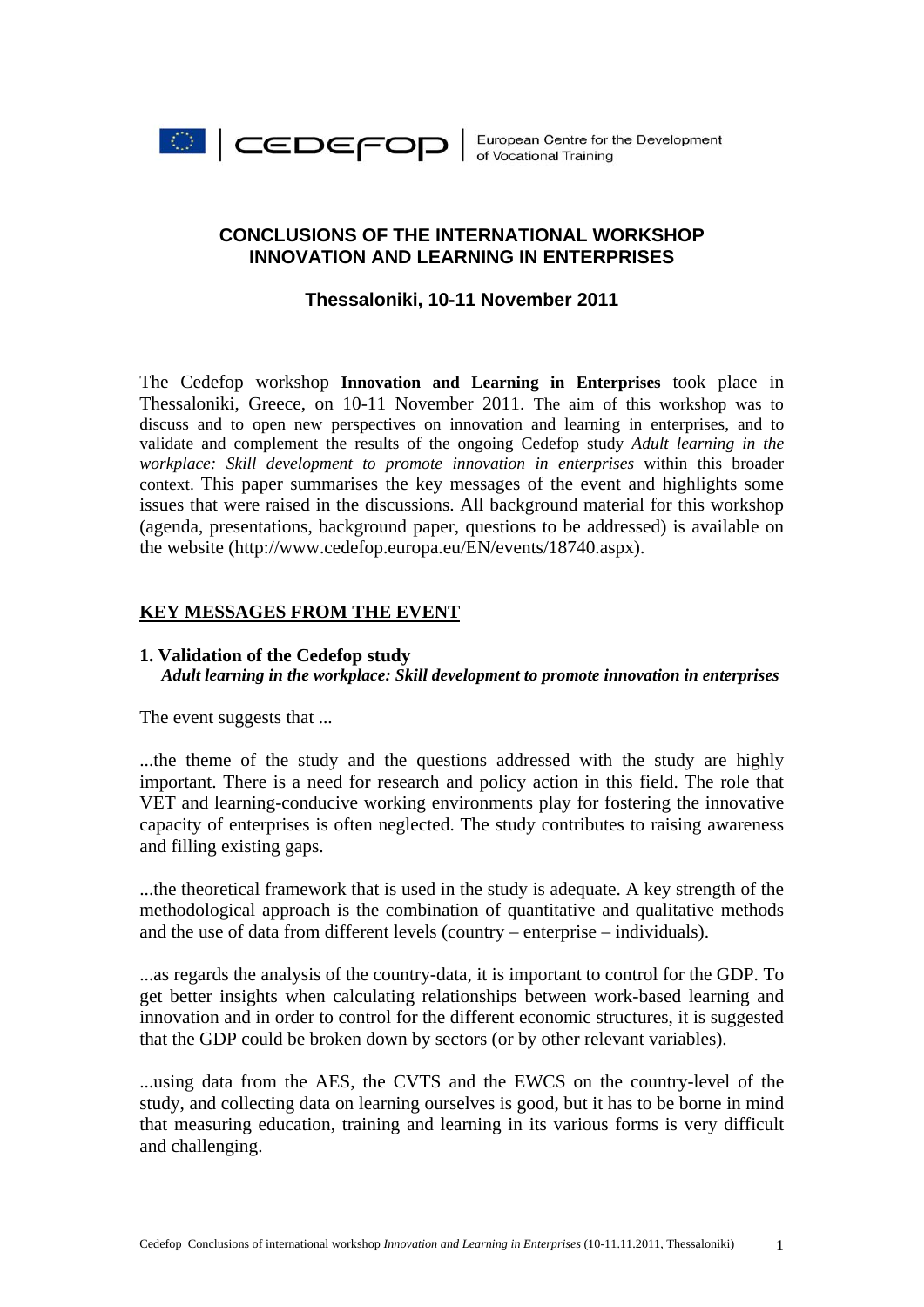CEDEFOP | European Centre for the Development of Vocational Training

# CONCLUSIONS OF THE INTERNATIONAL WORKSHOP INNOVATION AND LEARNING IN ENTERPRISES

## Thessaloniki, 10-11 November 2011

The Cedefop workshop **Innovation and Learning in Enterprises** took place in Thessaloniki, Greece, on 10-11 November 2011. The aim of this workshop was to discuss and to open new perspectives on innovation and learning in enterprises, and to validate and complement the results of the ongoing Cedefop study *Adult learning in the workplace: Skill development to promote innovation in enterprises* within this broader context. This paper summarises the key messages of the event and highlights some issues that were raised in the discussions. All background material for this workshop (agenda, presentations, background paper, questions to be addressed) is available on the website (http://www.cedefop.europa.eu/EN/events/18740.aspx).

## KEY MESSAGES FROM THE EVENT

### 1. Validation of the Cedefop study
***Adult learning in the workplace: Skill development to promote innovation in enterprises***

The event suggests that ...

...the theme of the study and the questions addressed with the study are highly important. There is a need for research and policy action in this field. The role that VET and learning-conducive working environments play for fostering the innovative capacity of enterprises is often neglected. The study contributes to raising awareness and filling existing gaps.

...the theoretical framework that is used in the study is adequate. A key strength of the methodological approach is the combination of quantitative and qualitative methods and the use of data from different levels (country – enterprise – individuals).

...as regards the analysis of the country-data, it is important to control for the GDP. To get better insights when calculating relationships between work-based learning and innovation and in order to control for the different economic structures, it is suggested that the GDP could be broken down by sectors (or by other relevant variables).

...using data from the AES, the CVTS and the EWCS on the country-level of the study, and collecting data on learning ourselves is good, but it has to be borne in mind that measuring education, training and learning in its various forms is very difficult and challenging.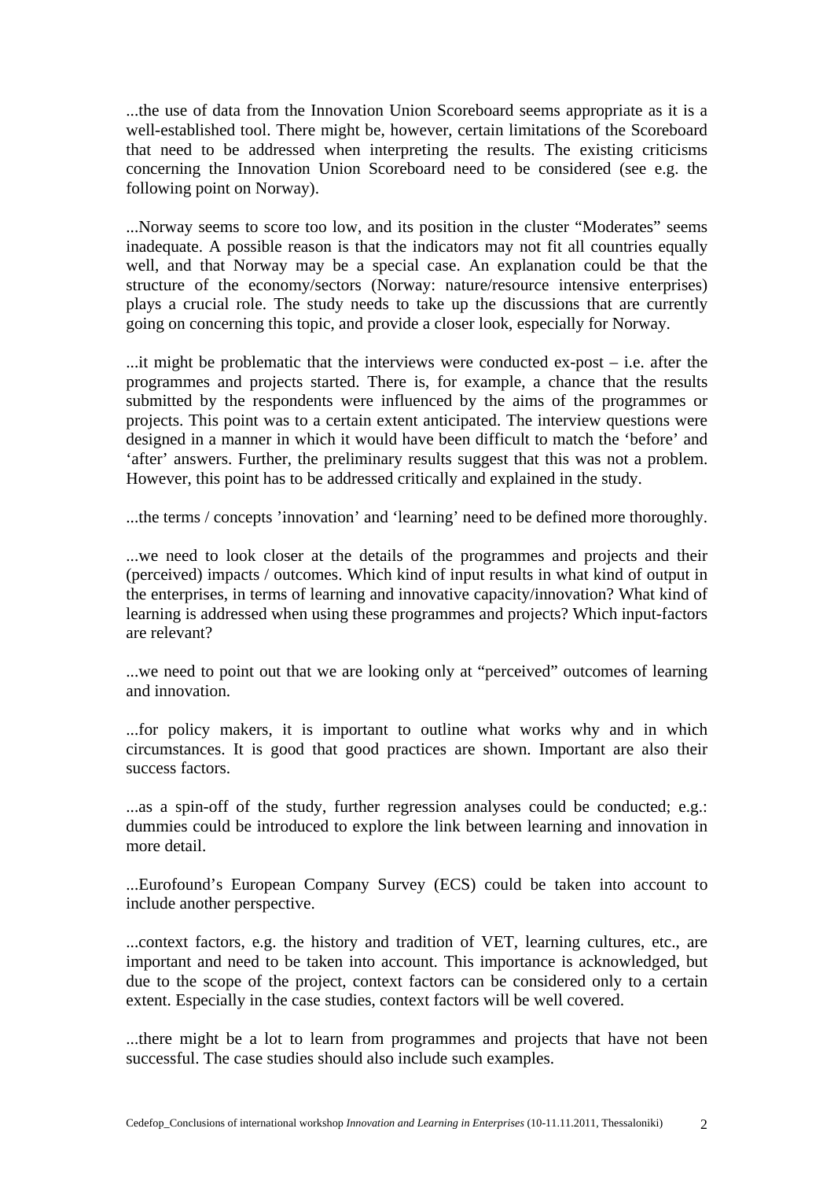...the use of data from the Innovation Union Scoreboard seems appropriate as it is a well-established tool. There might be, however, certain limitations of the Scoreboard that need to be addressed when interpreting the results. The existing criticisms concerning the Innovation Union Scoreboard need to be considered (see e.g. the following point on Norway).

...Norway seems to score too low, and its position in the cluster "Moderates" seems inadequate. A possible reason is that the indicators may not fit all countries equally well, and that Norway may be a special case. An explanation could be that the structure of the economy/sectors (Norway: nature/resource intensive enterprises) plays a crucial role. The study needs to take up the discussions that are currently going on concerning this topic, and provide a closer look, especially for Norway.

...it might be problematic that the interviews were conducted ex-post – i.e. after the programmes and projects started. There is, for example, a chance that the results submitted by the respondents were influenced by the aims of the programmes or projects. This point was to a certain extent anticipated. The interview questions were designed in a manner in which it would have been difficult to match the 'before' and 'after' answers. Further, the preliminary results suggest that this was not a problem. However, this point has to be addressed critically and explained in the study.

...the terms / concepts 'innovation' and 'learning' need to be defined more thoroughly.

...we need to look closer at the details of the programmes and projects and their (perceived) impacts / outcomes. Which kind of input results in what kind of output in the enterprises, in terms of learning and innovative capacity/innovation? What kind of learning is addressed when using these programmes and projects? Which input-factors are relevant?

...we need to point out that we are looking only at "perceived" outcomes of learning and innovation.

...for policy makers, it is important to outline what works why and in which circumstances. It is good that good practices are shown. Important are also their success factors.

...as a spin-off of the study, further regression analyses could be conducted; e.g.: dummies could be introduced to explore the link between learning and innovation in more detail.

...Eurofound's European Company Survey (ECS) could be taken into account to include another perspective.

...context factors, e.g. the history and tradition of VET, learning cultures, etc., are important and need to be taken into account. This importance is acknowledged, but due to the scope of the project, context factors can be considered only to a certain extent. Especially in the case studies, context factors will be well covered.

...there might be a lot to learn from programmes and projects that have not been successful. The case studies should also include such examples.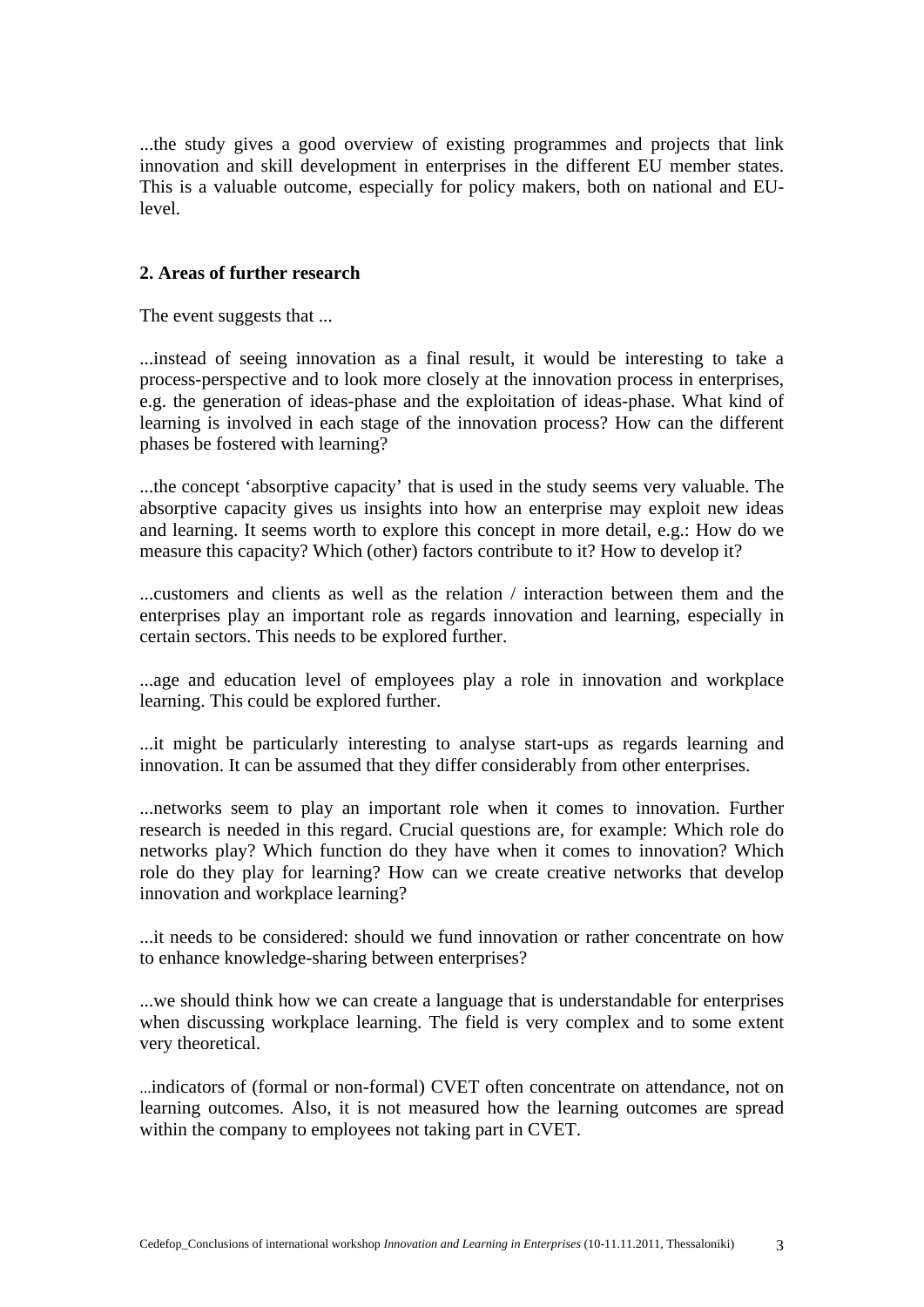...the study gives a good overview of existing programmes and projects that link innovation and skill development in enterprises in the different EU member states. This is a valuable outcome, especially for policy makers, both on national and EU-level.

## 2. Areas of further research

The event suggests that ...

...instead of seeing innovation as a final result, it would be interesting to take a process-perspective and to look more closely at the innovation process in enterprises, e.g. the generation of ideas-phase and the exploitation of ideas-phase. What kind of learning is involved in each stage of the innovation process? How can the different phases be fostered with learning?

...the concept 'absorptive capacity' that is used in the study seems very valuable. The absorptive capacity gives us insights into how an enterprise may exploit new ideas and learning. It seems worth to explore this concept in more detail, e.g.: How do we measure this capacity? Which (other) factors contribute to it? How to develop it?

...customers and clients as well as the relation / interaction between them and the enterprises play an important role as regards innovation and learning, especially in certain sectors. This needs to be explored further.

...age and education level of employees play a role in innovation and workplace learning. This could be explored further.

...it might be particularly interesting to analyse start-ups as regards learning and innovation. It can be assumed that they differ considerably from other enterprises.

...networks seem to play an important role when it comes to innovation. Further research is needed in this regard. Crucial questions are, for example: Which role do networks play? Which function do they have when it comes to innovation? Which role do they play for learning? How can we create creative networks that develop innovation and workplace learning?

...it needs to be considered: should we fund innovation or rather concentrate on how to enhance knowledge-sharing between enterprises?

...we should think how we can create a language that is understandable for enterprises when discussing workplace learning. The field is very complex and to some extent very theoretical.

...indicators of (formal or non-formal) CVET often concentrate on attendance, not on learning outcomes. Also, it is not measured how the learning outcomes are spread within the company to employees not taking part in CVET.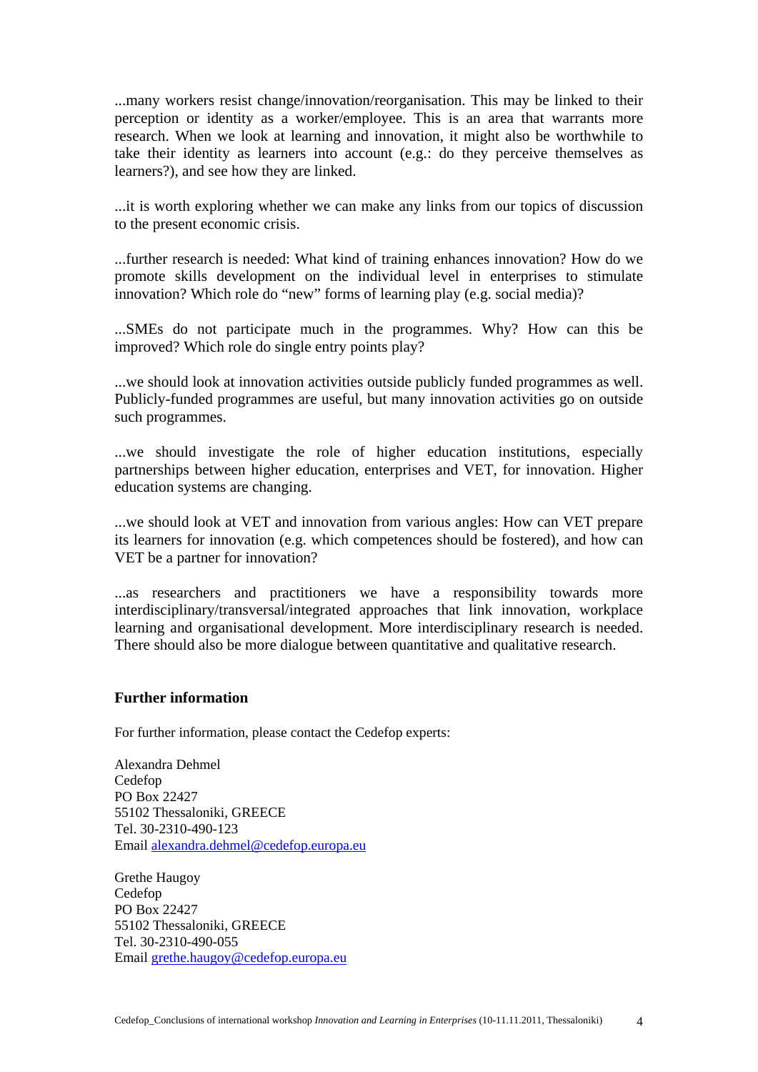...many workers resist change/innovation/reorganisation. This may be linked to their perception or identity as a worker/employee. This is an area that warrants more research. When we look at learning and innovation, it might also be worthwhile to take their identity as learners into account (e.g.: do they perceive themselves as learners?), and see how they are linked.

...it is worth exploring whether we can make any links from our topics of discussion to the present economic crisis.

...further research is needed: What kind of training enhances innovation? How do we promote skills development on the individual level in enterprises to stimulate innovation? Which role do "new" forms of learning play (e.g. social media)?

...SMEs do not participate much in the programmes. Why? How can this be improved? Which role do single entry points play?

...we should look at innovation activities outside publicly funded programmes as well. Publicly-funded programmes are useful, but many innovation activities go on outside such programmes.

...we should investigate the role of higher education institutions, especially partnerships between higher education, enterprises and VET, for innovation. Higher education systems are changing.

...we should look at VET and innovation from various angles: How can VET prepare its learners for innovation (e.g. which competences should be fostered), and how can VET be a partner for innovation?

...as researchers and practitioners we have a responsibility towards more interdisciplinary/transversal/integrated approaches that link innovation, workplace learning and organisational development. More interdisciplinary research is needed. There should also be more dialogue between quantitative and qualitative research.

## Further information

For further information, please contact the Cedefop experts:

Alexandra Dehmel
Cedefop
PO Box 22427
55102 Thessaloniki, GREECE
Tel. 30-2310-490-123
Email alexandra.dehmel@cedefop.europa.eu

Grethe Haugoy
Cedefop
PO Box 22427
55102 Thessaloniki, GREECE
Tel. 30-2310-490-055
Email grethe.haugoy@cedefop.europa.eu